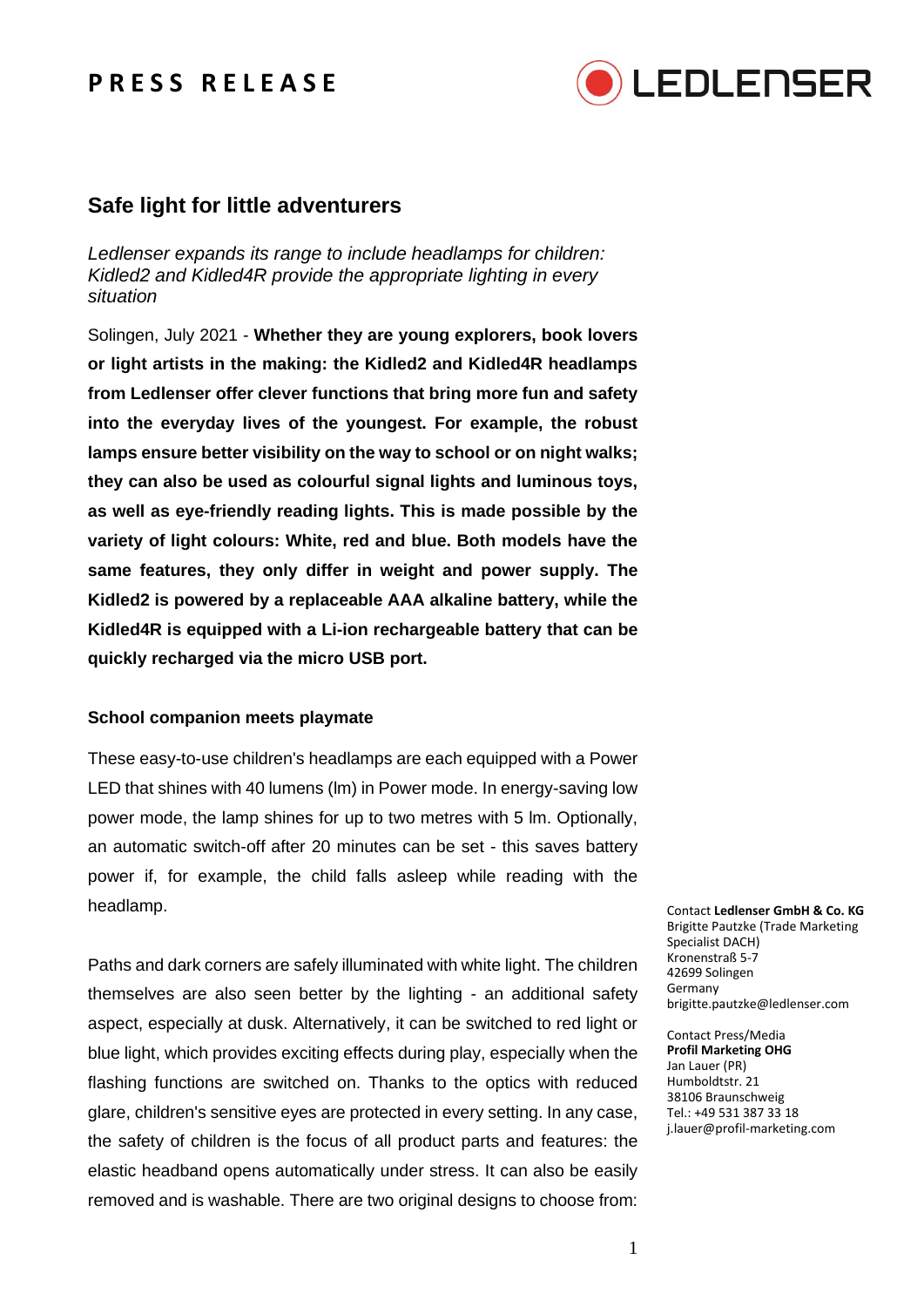# PRESS RELEASE

## Safe light for little adventurers

*Ledlenser expands its range to include headlamps for children: Kidled2 and Kidled4R provide the appropriate lighting in every situation*

Solingen, July 2021 - **Whether they are young explorers, book lovers or light artists in the making: the Kidled2 and Kidled4R headlamps from Ledlenser offer clever functions that bring more fun and safety into the everyday lives of the youngest. For example, the robust lamps ensure better visibility on the way to school or on night walks; they can also be used as colourful signal lights and luminous toys, as well as eye-friendly reading lights. This is made possible by the variety of light colours: White, red and blue. Both models have the same features, they only differ in weight and power supply. The Kidled2 is powered by a replaceable AAA alkaline battery, while the Kidled4R is equipped with a Li-ion rechargeable battery that can be quickly recharged via the micro USB port.**

### School companion meets playmate

These easy-to-use children's headlamps are each equipped with a Power LED that shines with 40 lumens (lm) in Power mode. In energy-saving low power mode, the lamp shines for up to two metres with 5 lm. Optionally, an automatic switch-off after 20 minutes can be set - this saves battery power if, for example, the child falls asleep while reading with the headlamp.

Paths and dark corners are safely illuminated with white light. The children themselves are also seen better by the lighting - an additional safety aspect, especially at dusk. Alternatively, it can be switched to red light or blue light, which provides exciting effects during play, especially when the flashing functions are switched on. Thanks to the optics with reduced glare, children's sensitive eyes are protected in every setting. In any case, the safety of children is the focus of all product parts and features: the elastic headband opens automatically under stress. It can also be easily removed and is washable. There are two original designs to choose from:

Contact **Ledlenser GmbH & Co. KG**
Brigitte Pautzke (Trade Marketing Specialist DACH)
Kronenstraß 5-7
42699 Solingen
Germany
brigitte.pautzke@ledlenser.com

Contact Press/Media
**Profil Marketing OHG**
Jan Lauer (PR)
Humboldtstr. 21
38106 Braunschweig
Tel.: +49 531 387 33 18
j.lauer@profil-marketing.com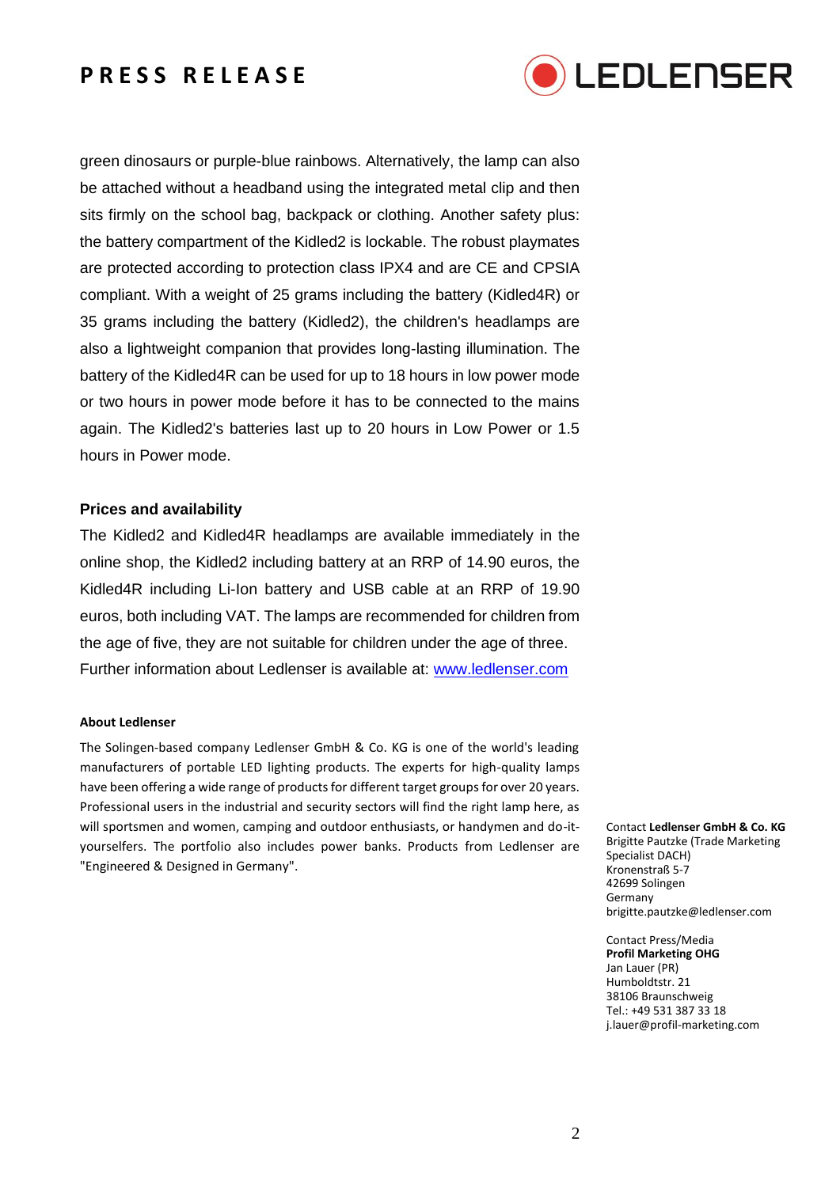green dinosaurs or purple-blue rainbows. Alternatively, the lamp can also be attached without a headband using the integrated metal clip and then sits firmly on the school bag, backpack or clothing. Another safety plus: the battery compartment of the Kidled2 is lockable. The robust playmates are protected according to protection class IPX4 and are CE and CPSIA compliant. With a weight of 25 grams including the battery (Kidled4R) or 35 grams including the battery (Kidled2), the children's headlamps are also a lightweight companion that provides long-lasting illumination. The battery of the Kidled4R can be used for up to 18 hours in low power mode or two hours in power mode before it has to be connected to the mains again. The Kidled2's batteries last up to 20 hours in Low Power or 1.5 hours in Power mode.

**Prices and availability**

The Kidled2 and Kidled4R headlamps are available immediately in the online shop, the Kidled2 including battery at an RRP of 14.90 euros, the Kidled4R including Li-Ion battery and USB cable at an RRP of 19.90 euros, both including VAT. The lamps are recommended for children from the age of five, they are not suitable for children under the age of three. Further information about Ledlenser is available at: [www.ledlenser.com](http://www.ledlenser.com)

**About Ledlenser**

The Solingen-based company Ledlenser GmbH & Co. KG is one of the world's leading manufacturers of portable LED lighting products. The experts for high-quality lamps have been offering a wide range of products for different target groups for over 20 years. Professional users in the industrial and security sectors will find the right lamp here, as will sportsmen and women, camping and outdoor enthusiasts, or handymen and do-it-yourselfers. The portfolio also includes power banks. Products from Ledlenser are "Engineered & Designed in Germany".

Contact **Ledlenser GmbH & Co. KG**
Brigitte Pautzke (Trade Marketing Specialist DACH)
Kronenstraß 5-7
42699 Solingen
Germany
brigitte.pautzke@ledlenser.com

Contact Press/Media
**Profil Marketing OHG**
Jan Lauer (PR)
Humboldtstr. 21
38106 Braunschweig
Tel.: +49 531 387 33 18
j.lauer@profil-marketing.com